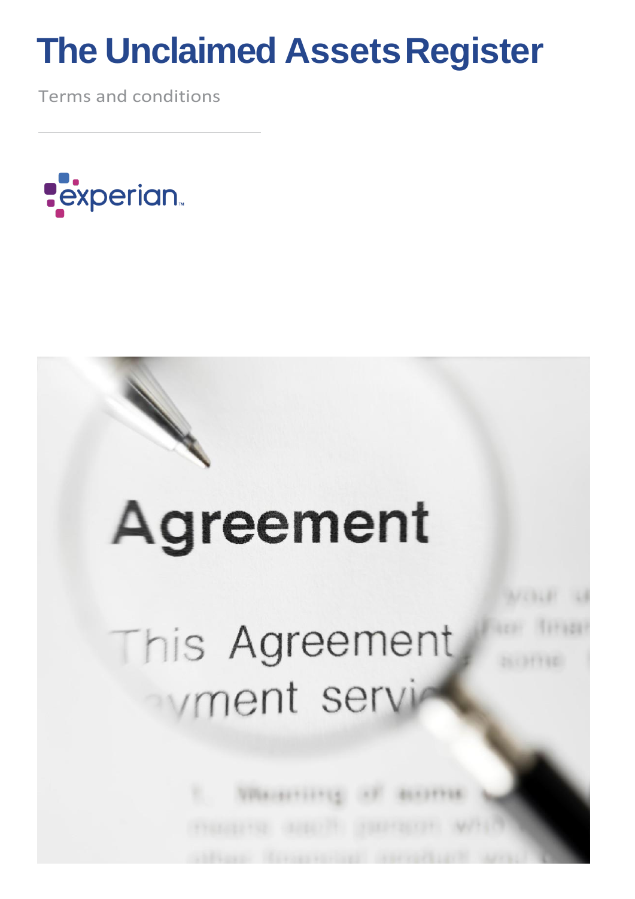# The Unclaimed Assets Register

Terms and conditions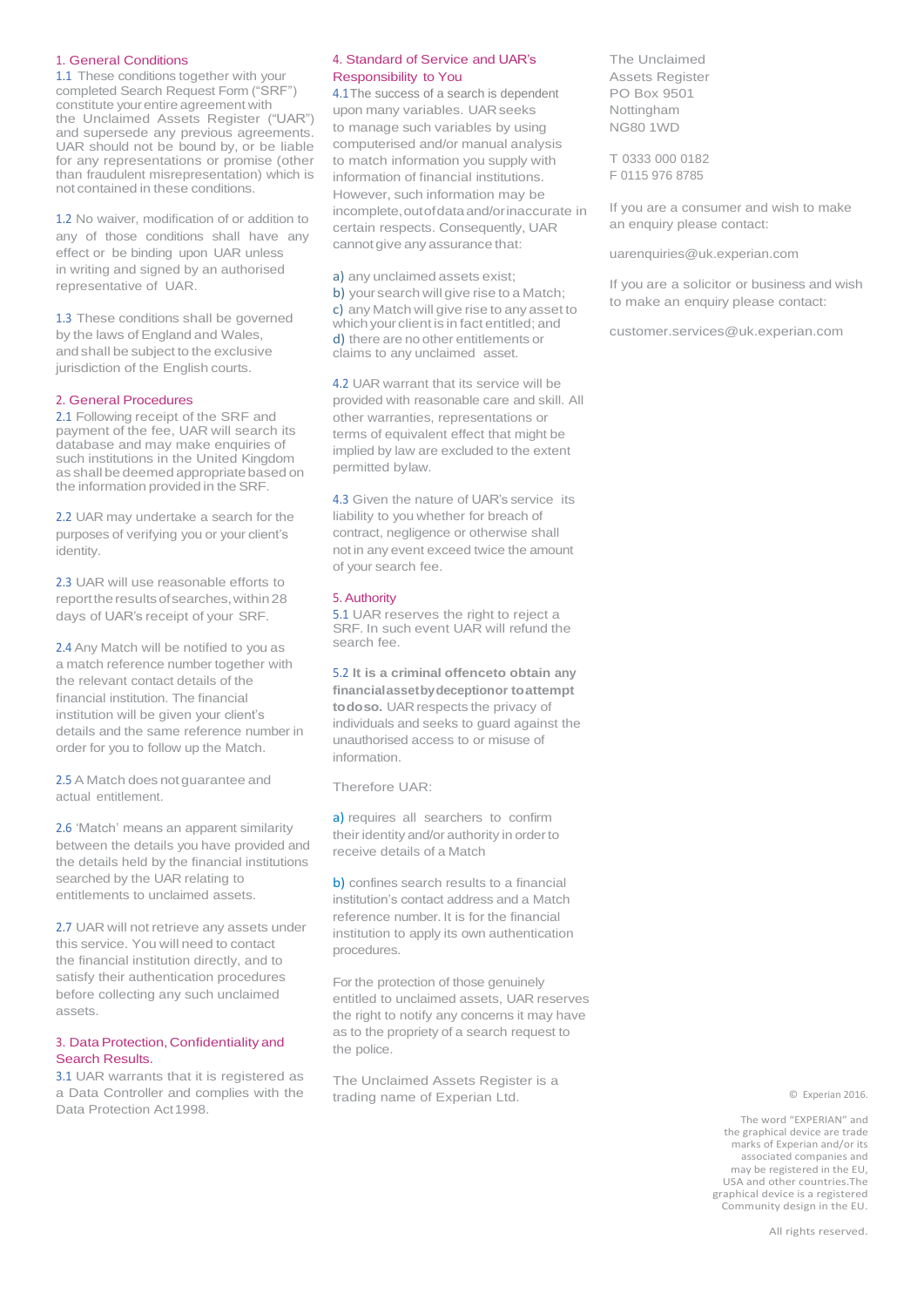## 1. General Conditions

1.1 These conditions together with your completed Search Request Form ("SRF") constitute your entire agreement with the Unclaimed Assets Register ("UAR") and supersede any previous agreements. UAR should not be bound by, or be liable for any representations or promise (other than fraudulent misrepresentation) which is not contained in these conditions.

1.2 No waiver, modification of or addition to any of those conditions shall have any effect or be binding upon UAR unless in writing and signed by an authorised representative of UAR.

1.3 These conditions shall be governed by the laws of England and Wales, and shall be subject to the exclusive jurisdiction of the English courts.

## 2. General Procedures

2.1 Following receipt of the SRF and payment of the fee, UAR will search its database and may make enquiries of such institutions in the United Kingdom as shall be deemed appropriate based on the information provided in the SRF.

2.2 UAR may undertake a search for the purposes of verifying you or your client's identity.

2.3 UAR will use reasonable efforts to report the results of searches, within 28 days of UAR's receipt of your SRF.

2.4 Any Match will be notified to you as a match reference number together with the relevant contact details of the financial institution. The financial institution will be given your client's details and the same reference number in order for you to follow up the Match.

2.5 A Match does not guarantee and actual entitlement.

2.6 'Match' means an apparent similarity between the details you have provided and the details held by the financial institutions searched by the UAR relating to entitlements to unclaimed assets.

2.7 UAR will not retrieve any assets under this service. You will need to contact the financial institution directly, and to satisfy their authentication procedures before collecting any such unclaimed assets.

## 3. Data Protection, Confidentiality and Search Results.

3.1 UAR warrants that it is registered as a Data Controller and complies with the Data Protection Act 1998.

## 4. Standard of Service and UAR's Responsibility to You

4.1 The success of a search is dependent upon many variables. UAR seeks to manage such variables by using computerised and/or manual analysis to match information you supply with information of financial institutions. However, such information may be incomplete, out of data and/or inaccurate in certain respects. Consequently, UAR cannot give any assurance that:

a) any unclaimed assets exist;
b) your search will give rise to a Match;
c) any Match will give rise to any asset to which your client is in fact entitled; and
d) there are no other entitlements or claims to any unclaimed asset.

4.2 UAR warrant that its service will be provided with reasonable care and skill. All other warranties, representations or terms of equivalent effect that might be implied by law are excluded to the extent permitted bylaw.

4.3 Given the nature of UAR's service its liability to you whether for breach of contract, negligence or otherwise shall not in any event exceed twice the amount of your search fee.

## 5. Authority

5.1 UAR reserves the right to reject a SRF. In such event UAR will refund the search fee.

5.2 **It is a criminal offence to obtain any financial asset by deception or to attempt to do so.** UAR respects the privacy of individuals and seeks to guard against the unauthorised access to or misuse of information.

Therefore UAR:

a) requires all searchers to confirm their identity and/or authority in order to receive details of a Match

b) confines search results to a financial institution's contact address and a Match reference number. It is for the financial institution to apply its own authentication procedures.

For the protection of those genuinely entitled to unclaimed assets, UAR reserves the right to notify any concerns it may have as to the propriety of a search request to the police.

The Unclaimed Assets Register is a trading name of Experian Ltd.

The Unclaimed Assets Register
PO Box 9501
Nottingham
NG80 1WD

T 0333 000 0182
F 0115 976 8785

If you are a consumer and wish to make an enquiry please contact:

uarenquiries@uk.experian.com

If you are a solicitor or business and wish to make an enquiry please contact:

customer.services@uk.experian.com

© Experian 2016.

The word "EXPERIAN" and the graphical device are trade marks of Experian and/or its associated companies and may be registered in the EU, USA and other countries. The graphical device is a registered Community design in the EU.

All rights reserved.